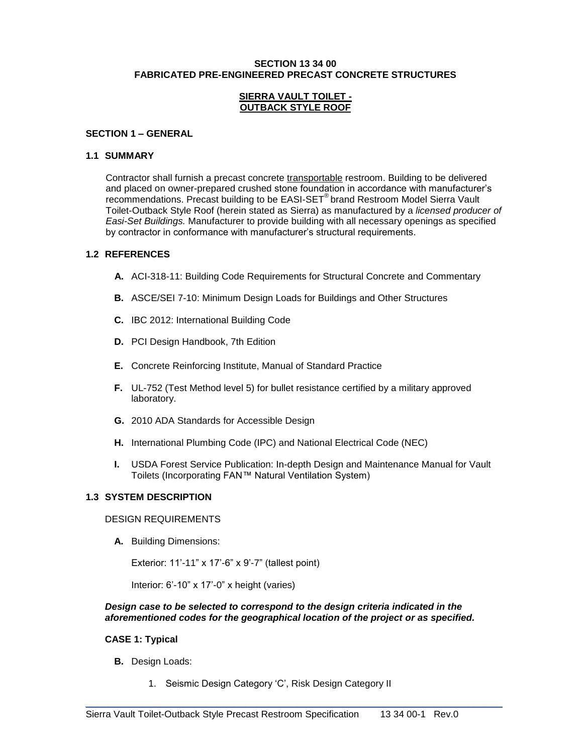# SECTION 13 34 00
# FABRICATED PRE-ENGINEERED PRECAST CONCRETE STRUCTURES

## SIERRA VAULT TOILET - OUTBACK STYLE ROOF

## SECTION 1 – GENERAL

### 1.1 SUMMARY

Contractor shall furnish a precast concrete transportable restroom. Building to be delivered and placed on owner-prepared crushed stone foundation in accordance with manufacturer's recommendations. Precast building to be EASI-SET® brand Restroom Model Sierra Vault Toilet-Outback Style Roof (herein stated as Sierra) as manufactured by a *licensed producer of Easi-Set Buildings.* Manufacturer to provide building with all necessary openings as specified by contractor in conformance with manufacturer's structural requirements.

### 1.2 REFERENCES

- **A.** ACI-318-11: Building Code Requirements for Structural Concrete and Commentary
- **B.** ASCE/SEI 7-10: Minimum Design Loads for Buildings and Other Structures
- **C.** IBC 2012: International Building Code
- **D.** PCI Design Handbook, 7th Edition
- **E.** Concrete Reinforcing Institute, Manual of Standard Practice
- **F.** UL-752 (Test Method level 5) for bullet resistance certified by a military approved laboratory.
- **G.** 2010 ADA Standards for Accessible Design
- **H.** International Plumbing Code (IPC) and National Electrical Code (NEC)
- **I.** USDA Forest Service Publication: In-depth Design and Maintenance Manual for Vault Toilets (Incorporating FAN™ Natural Ventilation System)

### 1.3 SYSTEM DESCRIPTION

DESIGN REQUIREMENTS

**A.** Building Dimensions:

Exterior: 11'-11" x 17'-6" x 9'-7" (tallest point)

Interior: 6'-10" x 17'-0" x height (varies)

***Design case to be selected to correspond to the design criteria indicated in the aforementioned codes for the geographical location of the project or as specified.***

**CASE 1: Typical**

**B.** Design Loads:

1. Seismic Design Category 'C', Risk Design Category II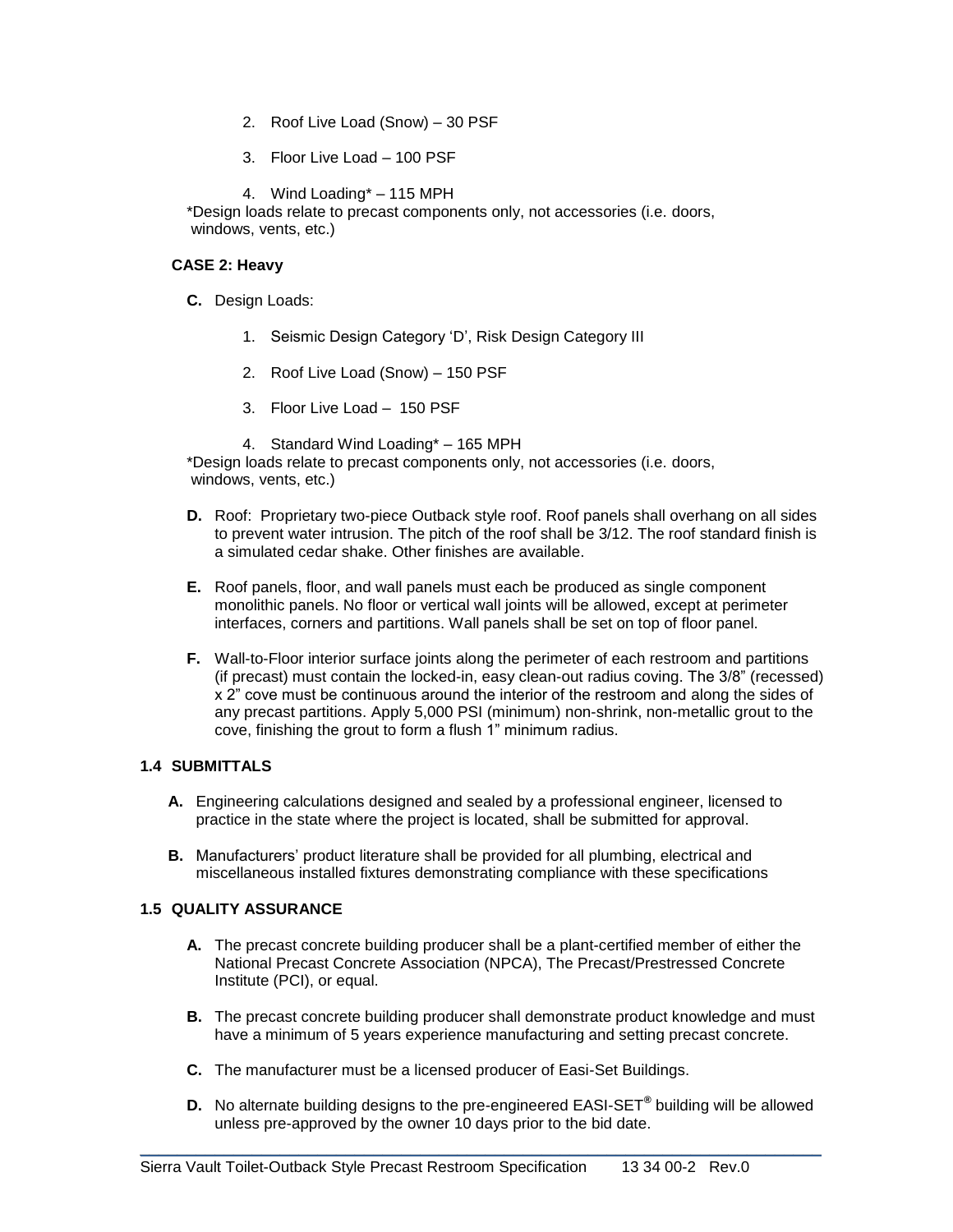2. Roof Live Load (Snow) – 30 PSF

3. Floor Live Load – 100 PSF

4. Wind Loading* – 115 MPH

*Design loads relate to precast components only, not accessories (i.e. doors, windows, vents, etc.)

**CASE 2: Heavy**

**C.** Design Loads:

1. Seismic Design Category 'D', Risk Design Category III

2. Roof Live Load (Snow) – 150 PSF

3. Floor Live Load – 150 PSF

4. Standard Wind Loading* – 165 MPH

*Design loads relate to precast components only, not accessories (i.e. doors, windows, vents, etc.)

**D.** Roof: Proprietary two-piece Outback style roof. Roof panels shall overhang on all sides to prevent water intrusion. The pitch of the roof shall be 3/12. The roof standard finish is a simulated cedar shake. Other finishes are available.

**E.** Roof panels, floor, and wall panels must each be produced as single component monolithic panels. No floor or vertical wall joints will be allowed, except at perimeter interfaces, corners and partitions. Wall panels shall be set on top of floor panel.

**F.** Wall-to-Floor interior surface joints along the perimeter of each restroom and partitions (if precast) must contain the locked-in, easy clean-out radius coving. The 3/8" (recessed) x 2" cove must be continuous around the interior of the restroom and along the sides of any precast partitions. Apply 5,000 PSI (minimum) non-shrink, non-metallic grout to the cove, finishing the grout to form a flush 1" minimum radius.

## 1.4 SUBMITTALS

**A.** Engineering calculations designed and sealed by a professional engineer, licensed to practice in the state where the project is located, shall be submitted for approval.

**B.** Manufacturers' product literature shall be provided for all plumbing, electrical and miscellaneous installed fixtures demonstrating compliance with these specifications

## 1.5 QUALITY ASSURANCE

**A.** The precast concrete building producer shall be a plant-certified member of either the National Precast Concrete Association (NPCA), The Precast/Prestressed Concrete Institute (PCI), or equal.

**B.** The precast concrete building producer shall demonstrate product knowledge and must have a minimum of 5 years experience manufacturing and setting precast concrete.

**C.** The manufacturer must be a licensed producer of Easi-Set Buildings.

**D.** No alternate building designs to the pre-engineered EASI-SET® building will be allowed unless pre-approved by the owner 10 days prior to the bid date.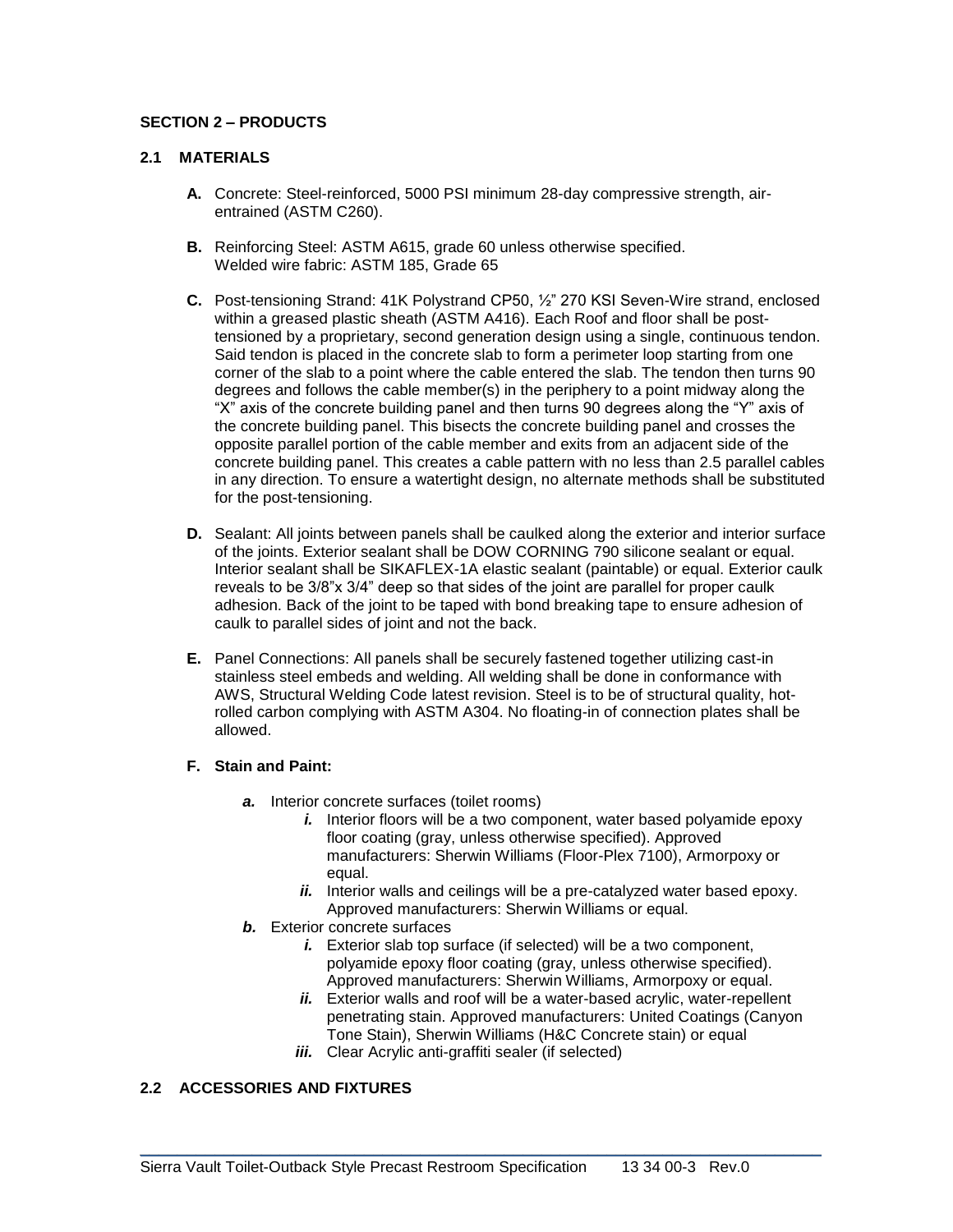## SECTION 2 – PRODUCTS

### 2.1 MATERIALS

**A.** Concrete: Steel-reinforced, 5000 PSI minimum 28-day compressive strength, air-entrained (ASTM C260).

**B.** Reinforcing Steel: ASTM A615, grade 60 unless otherwise specified.
Welded wire fabric: ASTM 185, Grade 65

**C.** Post-tensioning Strand: 41K Polystrand CP50, ½" 270 KSI Seven-Wire strand, enclosed within a greased plastic sheath (ASTM A416). Each Roof and floor shall be post-tensioned by a proprietary, second generation design using a single, continuous tendon. Said tendon is placed in the concrete slab to form a perimeter loop starting from one corner of the slab to a point where the cable entered the slab. The tendon then turns 90 degrees and follows the cable member(s) in the periphery to a point midway along the "X" axis of the concrete building panel and then turns 90 degrees along the "Y" axis of the concrete building panel. This bisects the concrete building panel and crosses the opposite parallel portion of the cable member and exits from an adjacent side of the concrete building panel. This creates a cable pattern with no less than 2.5 parallel cables in any direction. To ensure a watertight design, no alternate methods shall be substituted for the post-tensioning.

**D.** Sealant: All joints between panels shall be caulked along the exterior and interior surface of the joints. Exterior sealant shall be DOW CORNING 790 silicone sealant or equal. Interior sealant shall be SIKAFLEX-1A elastic sealant (paintable) or equal. Exterior caulk reveals to be 3/8"x 3/4" deep so that sides of the joint are parallel for proper caulk adhesion. Back of the joint to be taped with bond breaking tape to ensure adhesion of caulk to parallel sides of joint and not the back.

**E.** Panel Connections: All panels shall be securely fastened together utilizing cast-in stainless steel embeds and welding. All welding shall be done in conformance with AWS, Structural Welding Code latest revision. Steel is to be of structural quality, hot-rolled carbon complying with ASTM A304. No floating-in of connection plates shall be allowed.

**F. Stain and Paint:**

- ***a.*** Interior concrete surfaces (toilet rooms)
  - ***i.*** Interior floors will be a two component, water based polyamide epoxy floor coating (gray, unless otherwise specified). Approved manufacturers: Sherwin Williams (Floor-Plex 7100), Armorpoxy or equal.
  - ***ii.*** Interior walls and ceilings will be a pre-catalyzed water based epoxy. Approved manufacturers: Sherwin Williams or equal.
- ***b.*** Exterior concrete surfaces
  - ***i.*** Exterior slab top surface (if selected) will be a two component, polyamide epoxy floor coating (gray, unless otherwise specified). Approved manufacturers: Sherwin Williams, Armorpoxy or equal.
  - ***ii.*** Exterior walls and roof will be a water-based acrylic, water-repellent penetrating stain. Approved manufacturers: United Coatings (Canyon Tone Stain), Sherwin Williams (H&C Concrete stain) or equal
  - ***iii.*** Clear Acrylic anti-graffiti sealer (if selected)

### 2.2 ACCESSORIES AND FIXTURES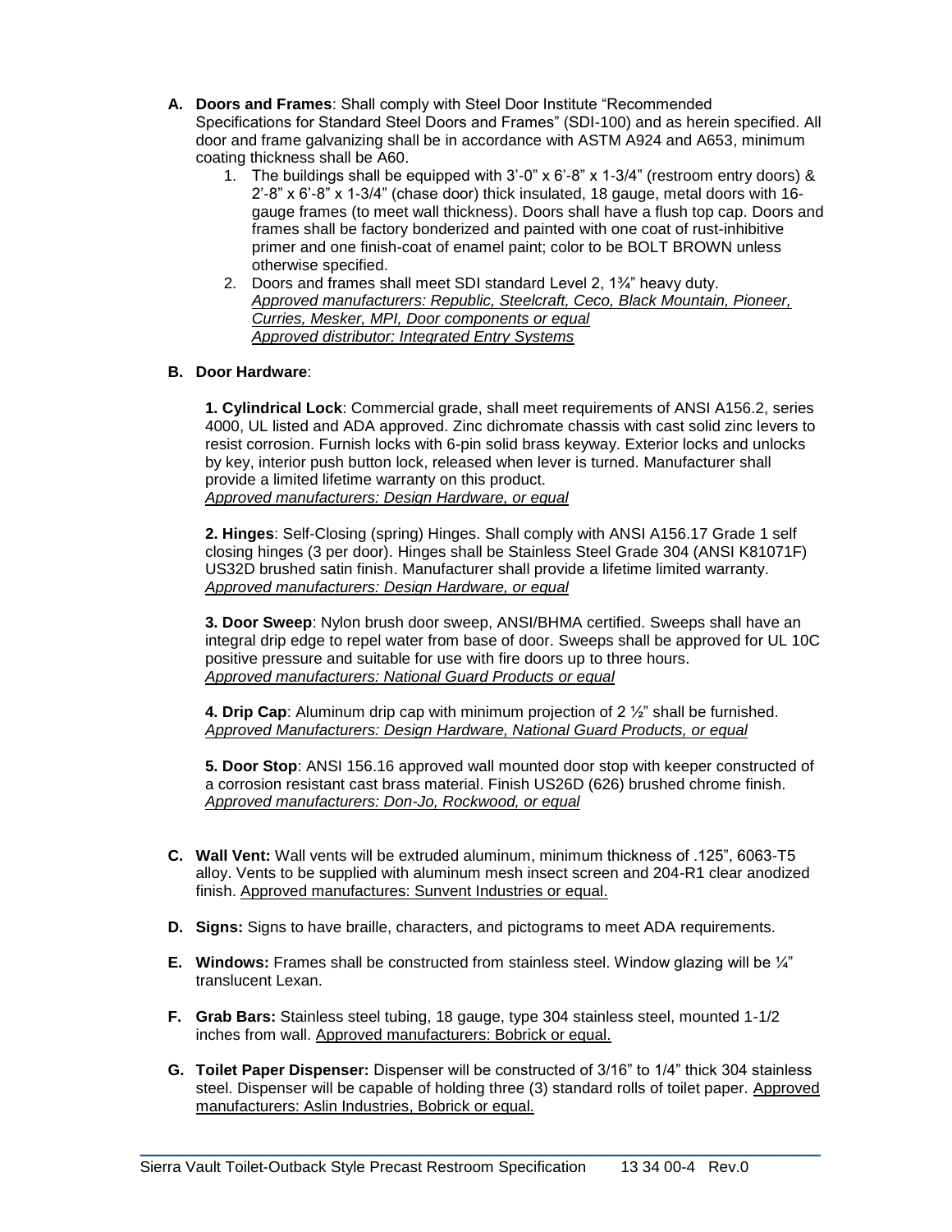**A. Doors and Frames**: Shall comply with Steel Door Institute "Recommended Specifications for Standard Steel Doors and Frames" (SDI-100) and as herein specified. All door and frame galvanizing shall be in accordance with ASTM A924 and A653, minimum coating thickness shall be A60.

1. The buildings shall be equipped with 3'-0" x 6'-8" x 1-3/4" (restroom entry doors) & 2'-8" x 6'-8" x 1-3/4" (chase door) thick insulated, 18 gauge, metal doors with 16-gauge frames (to meet wall thickness). Doors shall have a flush top cap. Doors and frames shall be factory bonderized and painted with one coat of rust-inhibitive primer and one finish-coat of enamel paint; color to be BOLT BROWN unless otherwise specified.
2. Doors and frames shall meet SDI standard Level 2, 1¾" heavy duty.
   *Approved manufacturers: Republic, Steelcraft, Ceco, Black Mountain, Pioneer, Curries, Mesker, MPI, Door components or equal*
   *Approved distributor: Integrated Entry Systems*

**B. Door Hardware**:

**1. Cylindrical Lock**: Commercial grade, shall meet requirements of ANSI A156.2, series 4000, UL listed and ADA approved. Zinc dichromate chassis with cast solid zinc levers to resist corrosion. Furnish locks with 6-pin solid brass keyway. Exterior locks and unlocks by key, interior push button lock, released when lever is turned. Manufacturer shall provide a limited lifetime warranty on this product.
*Approved manufacturers: Design Hardware, or equal*

**2. Hinges**: Self-Closing (spring) Hinges. Shall comply with ANSI A156.17 Grade 1 self closing hinges (3 per door). Hinges shall be Stainless Steel Grade 304 (ANSI K81071F) US32D brushed satin finish. Manufacturer shall provide a lifetime limited warranty.
*Approved manufacturers: Design Hardware, or equal*

**3. Door Sweep**: Nylon brush door sweep, ANSI/BHMA certified. Sweeps shall have an integral drip edge to repel water from base of door. Sweeps shall be approved for UL 10C positive pressure and suitable for use with fire doors up to three hours.
*Approved manufacturers: National Guard Products or equal*

**4. Drip Cap**: Aluminum drip cap with minimum projection of 2 ½" shall be furnished.
*Approved Manufacturers: Design Hardware, National Guard Products, or equal*

**5. Door Stop**: ANSI 156.16 approved wall mounted door stop with keeper constructed of a corrosion resistant cast brass material. Finish US26D (626) brushed chrome finish.
*Approved manufacturers: Don-Jo, Rockwood, or equal*

**C. Wall Vent:** Wall vents will be extruded aluminum, minimum thickness of .125", 6063-T5 alloy. Vents to be supplied with aluminum mesh insect screen and 204-R1 clear anodized finish. Approved manufactures: Sunvent Industries or equal.

**D. Signs:** Signs to have braille, characters, and pictograms to meet ADA requirements.

**E. Windows:** Frames shall be constructed from stainless steel. Window glazing will be ¼" translucent Lexan.

**F. Grab Bars:** Stainless steel tubing, 18 gauge, type 304 stainless steel, mounted 1-1/2 inches from wall. Approved manufacturers: Bobrick or equal.

**G. Toilet Paper Dispenser:** Dispenser will be constructed of 3/16" to 1/4" thick 304 stainless steel. Dispenser will be capable of holding three (3) standard rolls of toilet paper. Approved manufacturers: Aslin Industries, Bobrick or equal.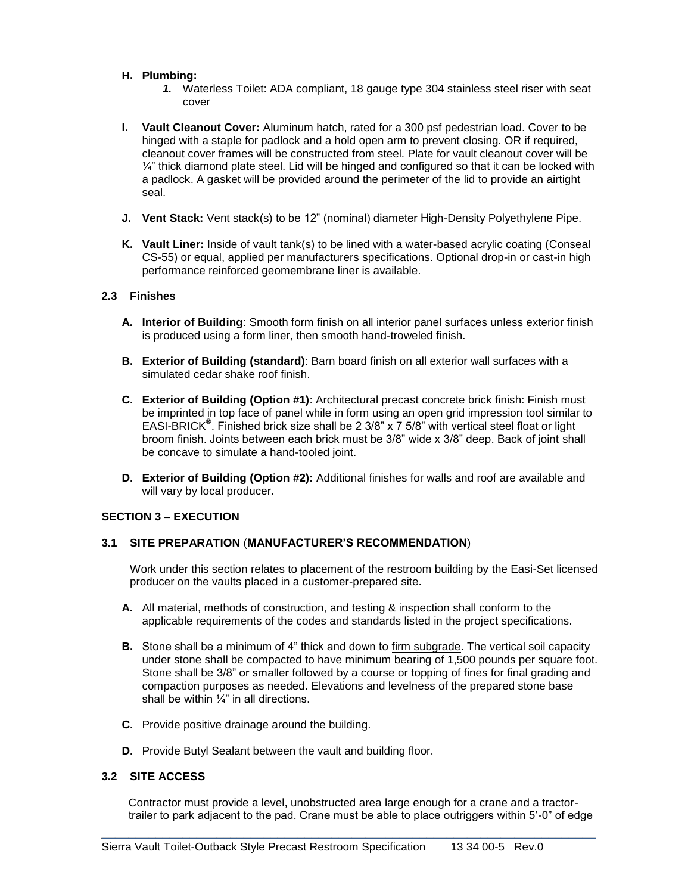**H. Plumbing:**

*1.* Waterless Toilet: ADA compliant, 18 gauge type 304 stainless steel riser with seat cover

**I. Vault Cleanout Cover:** Aluminum hatch, rated for a 300 psf pedestrian load. Cover to be hinged with a staple for padlock and a hold open arm to prevent closing. OR if required, cleanout cover frames will be constructed from steel. Plate for vault cleanout cover will be ¼" thick diamond plate steel. Lid will be hinged and configured so that it can be locked with a padlock. A gasket will be provided around the perimeter of the lid to provide an airtight seal.

**J. Vent Stack:** Vent stack(s) to be 12" (nominal) diameter High-Density Polyethylene Pipe.

**K. Vault Liner:** Inside of vault tank(s) to be lined with a water-based acrylic coating (Conseal CS-55) or equal, applied per manufacturers specifications. Optional drop-in or cast-in high performance reinforced geomembrane liner is available.

### 2.3 Finishes

**A. Interior of Building**: Smooth form finish on all interior panel surfaces unless exterior finish is produced using a form liner, then smooth hand-troweled finish.

**B. Exterior of Building (standard)**: Barn board finish on all exterior wall surfaces with a simulated cedar shake roof finish.

**C. Exterior of Building (Option #1)**: Architectural precast concrete brick finish: Finish must be imprinted in top face of panel while in form using an open grid impression tool similar to EASI-BRICK®. Finished brick size shall be 2 3/8" x 7 5/8" with vertical steel float or light broom finish. Joints between each brick must be 3/8" wide x 3/8" deep. Back of joint shall be concave to simulate a hand-tooled joint.

**D. Exterior of Building (Option #2):** Additional finishes for walls and roof are available and will vary by local producer.

## SECTION 3 – EXECUTION

### 3.1 SITE PREPARATION (MANUFACTURER'S RECOMMENDATION)

Work under this section relates to placement of the restroom building by the Easi-Set licensed producer on the vaults placed in a customer-prepared site.

**A.** All material, methods of construction, and testing & inspection shall conform to the applicable requirements of the codes and standards listed in the project specifications.

**B.** Stone shall be a minimum of 4" thick and down to firm subgrade. The vertical soil capacity under stone shall be compacted to have minimum bearing of 1,500 pounds per square foot. Stone shall be 3/8" or smaller followed by a course or topping of fines for final grading and compaction purposes as needed. Elevations and levelness of the prepared stone base shall be within ¼" in all directions.

**C.** Provide positive drainage around the building.

**D.** Provide Butyl Sealant between the vault and building floor.

### 3.2 SITE ACCESS

Contractor must provide a level, unobstructed area large enough for a crane and a tractor-trailer to park adjacent to the pad. Crane must be able to place outriggers within 5'-0" of edge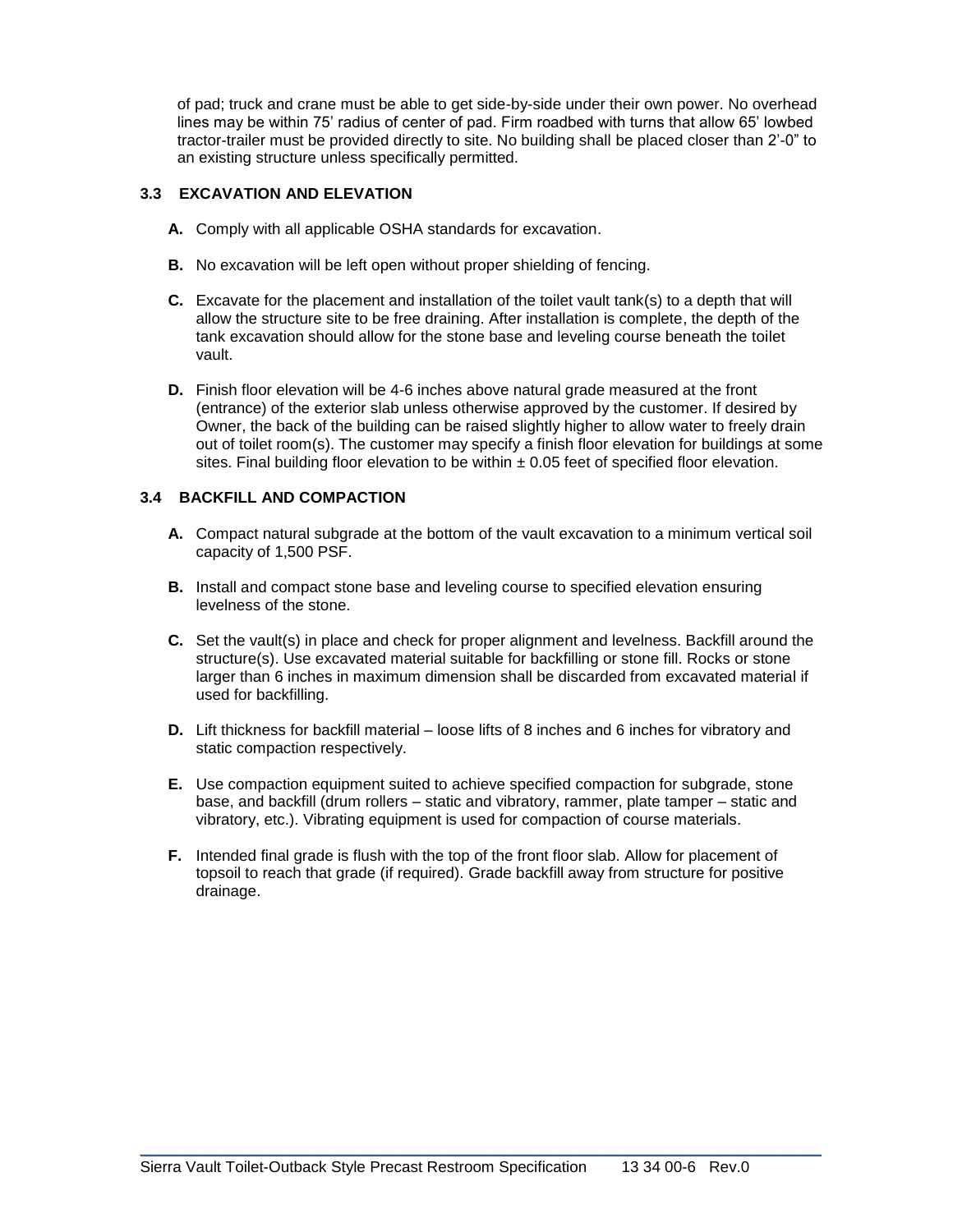of pad; truck and crane must be able to get side-by-side under their own power. No overhead lines may be within 75' radius of center of pad. Firm roadbed with turns that allow 65' lowbed tractor-trailer must be provided directly to site. No building shall be placed closer than 2'-0" to an existing structure unless specifically permitted.

### 3.3 EXCAVATION AND ELEVATION

**A.** Comply with all applicable OSHA standards for excavation.

**B.** No excavation will be left open without proper shielding of fencing.

**C.** Excavate for the placement and installation of the toilet vault tank(s) to a depth that will allow the structure site to be free draining. After installation is complete, the depth of the tank excavation should allow for the stone base and leveling course beneath the toilet vault.

**D.** Finish floor elevation will be 4-6 inches above natural grade measured at the front (entrance) of the exterior slab unless otherwise approved by the customer. If desired by Owner, the back of the building can be raised slightly higher to allow water to freely drain out of toilet room(s). The customer may specify a finish floor elevation for buildings at some sites. Final building floor elevation to be within ± 0.05 feet of specified floor elevation.

### 3.4 BACKFILL AND COMPACTION

**A.** Compact natural subgrade at the bottom of the vault excavation to a minimum vertical soil capacity of 1,500 PSF.

**B.** Install and compact stone base and leveling course to specified elevation ensuring levelness of the stone.

**C.** Set the vault(s) in place and check for proper alignment and levelness. Backfill around the structure(s). Use excavated material suitable for backfilling or stone fill. Rocks or stone larger than 6 inches in maximum dimension shall be discarded from excavated material if used for backfilling.

**D.** Lift thickness for backfill material – loose lifts of 8 inches and 6 inches for vibratory and static compaction respectively.

**E.** Use compaction equipment suited to achieve specified compaction for subgrade, stone base, and backfill (drum rollers – static and vibratory, rammer, plate tamper – static and vibratory, etc.). Vibrating equipment is used for compaction of course materials.

**F.** Intended final grade is flush with the top of the front floor slab. Allow for placement of topsoil to reach that grade (if required). Grade backfill away from structure for positive drainage.